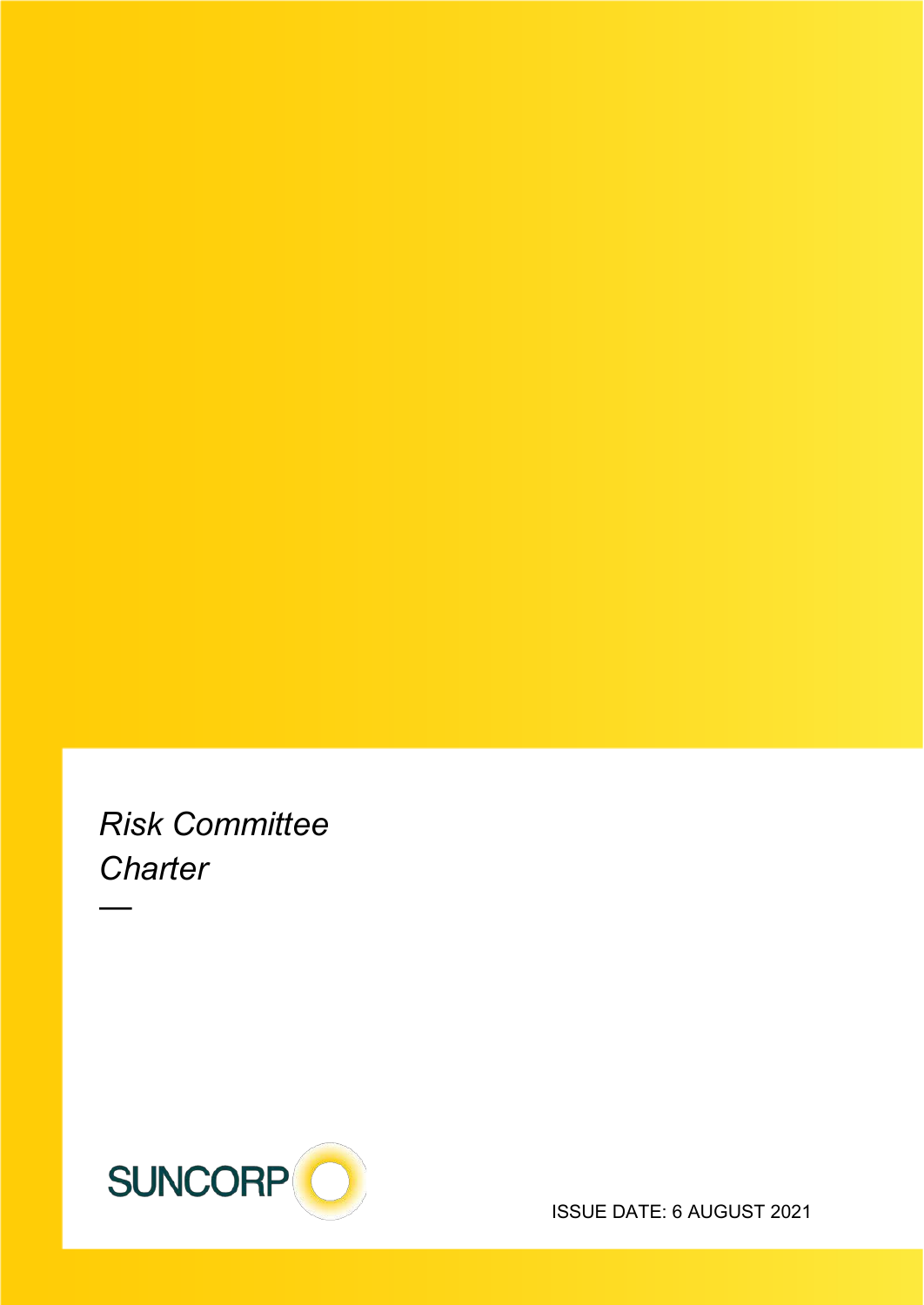# *Risk Committee Charter*

—

SUNCORP

ISSUE DATE: 6 AUGUST 2021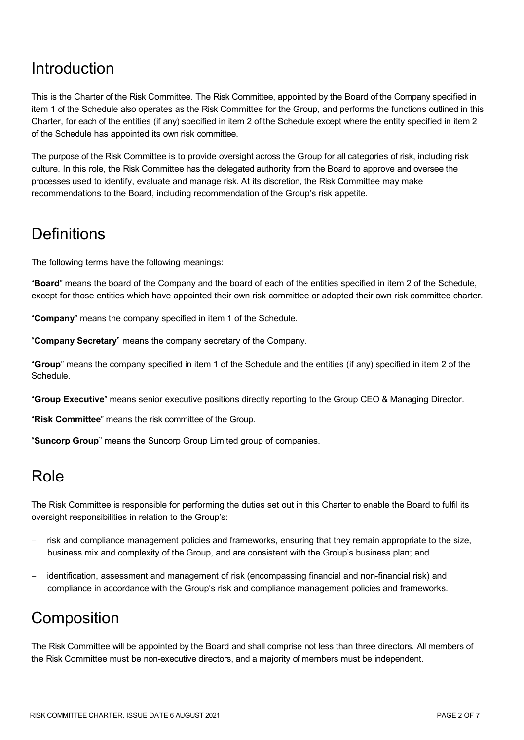## Introduction

This is the Charter of the Risk Committee. The Risk Committee, appointed by the Board of the Company specified in item 1 of the Schedule also operates as the Risk Committee for the Group, and performs the functions outlined in this Charter, for each of the entities (if any) specified in item 2 of the Schedule except where the entity specified in item 2 of the Schedule has appointed its own risk committee.

The purpose of the Risk Committee is to provide oversight across the Group for all categories of risk, including risk culture. In this role, the Risk Committee has the delegated authority from the Board to approve and oversee the processes used to identify, evaluate and manage risk. At its discretion, the Risk Committee may make recommendations to the Board, including recommendation of the Group's risk appetite.

## Definitions

The following terms have the following meanings:

"**Board**" means the board of the Company and the board of each of the entities specified in item 2 of the Schedule, except for those entities which have appointed their own risk committee or adopted their own risk committee charter.

"**Company**" means the company specified in item 1 of the Schedule.

"**Company Secretary**" means the company secretary of the Company.

"**Group**" means the company specified in item 1 of the Schedule and the entities (if any) specified in item 2 of the Schedule.

"**Group Executive**" means senior executive positions directly reporting to the Group CEO & Managing Director.

"**Risk Committee**" means the risk committee of the Group.

"**Suncorp Group**" means the Suncorp Group Limited group of companies.

## Role

The Risk Committee is responsible for performing the duties set out in this Charter to enable the Board to fulfil its oversight responsibilities in relation to the Group's:

- risk and compliance management policies and frameworks, ensuring that they remain appropriate to the size, business mix and complexity of the Group, and are consistent with the Group's business plan; and
- identification, assessment and management of risk (encompassing financial and non-financial risk) and compliance in accordance with the Group's risk and compliance management policies and frameworks.

## Composition

The Risk Committee will be appointed by the Board and shall comprise not less than three directors. All members of the Risk Committee must be non-executive directors, and a majority of members must be independent.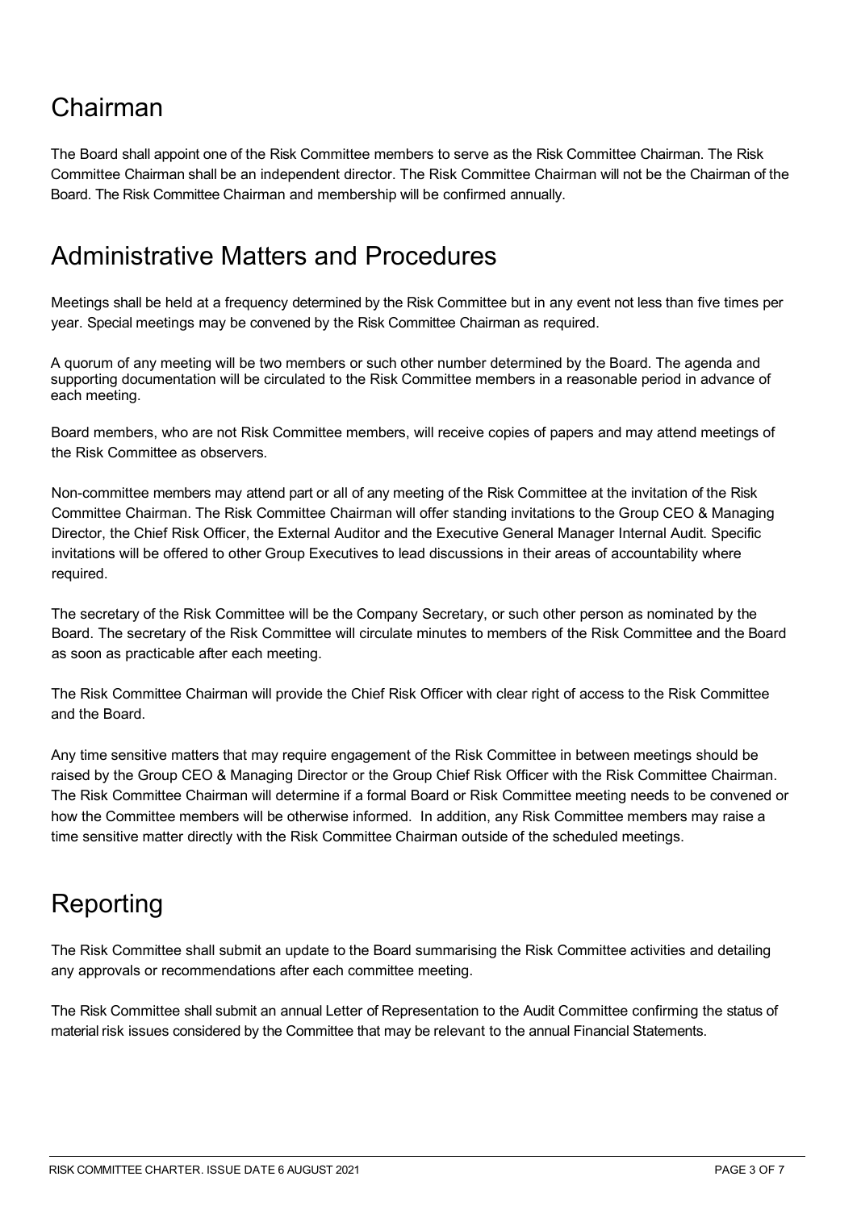## Chairman

The Board shall appoint one of the Risk Committee members to serve as the Risk Committee Chairman. The Risk Committee Chairman shall be an independent director. The Risk Committee Chairman will not be the Chairman of the Board. The Risk Committee Chairman and membership will be confirmed annually.

## Administrative Matters and Procedures

Meetings shall be held at a frequency determined by the Risk Committee but in any event not less than five times per year. Special meetings may be convened by the Risk Committee Chairman as required.

A quorum of any meeting will be two members or such other number determined by the Board. The agenda and supporting documentation will be circulated to the Risk Committee members in a reasonable period in advance of each meeting.

Board members, who are not Risk Committee members, will receive copies of papers and may attend meetings of the Risk Committee as observers.

Non-committee members may attend part or all of any meeting of the Risk Committee at the invitation of the Risk Committee Chairman. The Risk Committee Chairman will offer standing invitations to the Group CEO & Managing Director, the Chief Risk Officer, the External Auditor and the Executive General Manager Internal Audit. Specific invitations will be offered to other Group Executives to lead discussions in their areas of accountability where required.

The secretary of the Risk Committee will be the Company Secretary, or such other person as nominated by the Board. The secretary of the Risk Committee will circulate minutes to members of the Risk Committee and the Board as soon as practicable after each meeting.

The Risk Committee Chairman will provide the Chief Risk Officer with clear right of access to the Risk Committee and the Board.

Any time sensitive matters that may require engagement of the Risk Committee in between meetings should be raised by the Group CEO & Managing Director or the Group Chief Risk Officer with the Risk Committee Chairman. The Risk Committee Chairman will determine if a formal Board or Risk Committee meeting needs to be convened or how the Committee members will be otherwise informed. In addition, any Risk Committee members may raise a time sensitive matter directly with the Risk Committee Chairman outside of the scheduled meetings.

## Reporting

The Risk Committee shall submit an update to the Board summarising the Risk Committee activities and detailing any approvals or recommendations after each committee meeting.

The Risk Committee shall submit an annual Letter of Representation to the Audit Committee confirming the status of material risk issues considered by the Committee that may be relevant to the annual Financial Statements.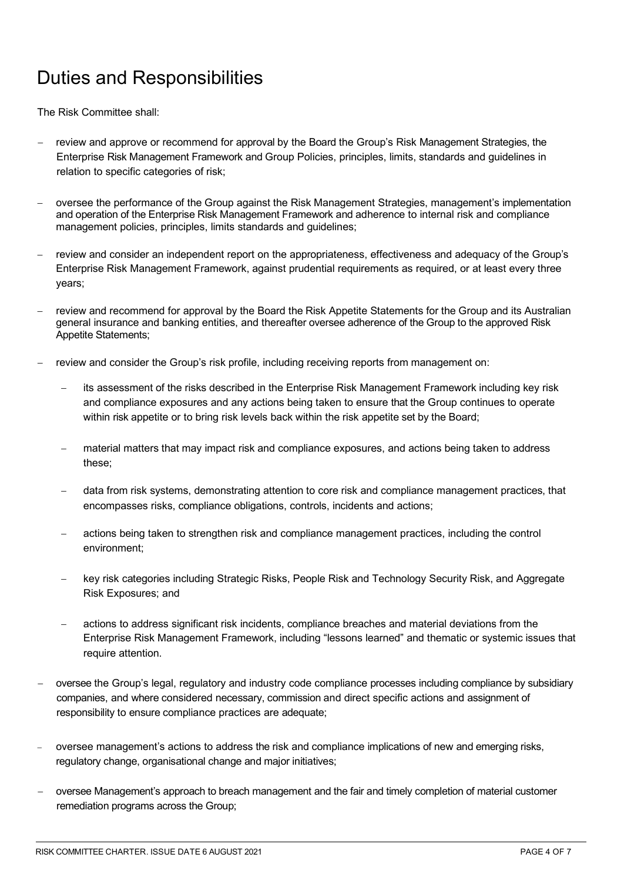# Duties and Responsibilities

The Risk Committee shall:

- review and approve or recommend for approval by the Board the Group's Risk Management Strategies, the Enterprise Risk Management Framework and Group Policies, principles, limits, standards and guidelines in relation to specific categories of risk;

- oversee the performance of the Group against the Risk Management Strategies, management's implementation and operation of the Enterprise Risk Management Framework and adherence to internal risk and compliance management policies, principles, limits standards and guidelines;

- review and consider an independent report on the appropriateness, effectiveness and adequacy of the Group's Enterprise Risk Management Framework, against prudential requirements as required, or at least every three years;

- review and recommend for approval by the Board the Risk Appetite Statements for the Group and its Australian general insurance and banking entities, and thereafter oversee adherence of the Group to the approved Risk Appetite Statements;

- review and consider the Group's risk profile, including receiving reports from management on:

  - its assessment of the risks described in the Enterprise Risk Management Framework including key risk and compliance exposures and any actions being taken to ensure that the Group continues to operate within risk appetite or to bring risk levels back within the risk appetite set by the Board;

  - material matters that may impact risk and compliance exposures, and actions being taken to address these;

  - data from risk systems, demonstrating attention to core risk and compliance management practices, that encompasses risks, compliance obligations, controls, incidents and actions;

  - actions being taken to strengthen risk and compliance management practices, including the control environment;

  - key risk categories including Strategic Risks, People Risk and Technology Security Risk, and Aggregate Risk Exposures; and

  - actions to address significant risk incidents, compliance breaches and material deviations from the Enterprise Risk Management Framework, including "lessons learned" and thematic or systemic issues that require attention.

- oversee the Group's legal, regulatory and industry code compliance processes including compliance by subsidiary companies, and where considered necessary, commission and direct specific actions and assignment of responsibility to ensure compliance practices are adequate;

- oversee management's actions to address the risk and compliance implications of new and emerging risks, regulatory change, organisational change and major initiatives;

- oversee Management's approach to breach management and the fair and timely completion of material customer remediation programs across the Group;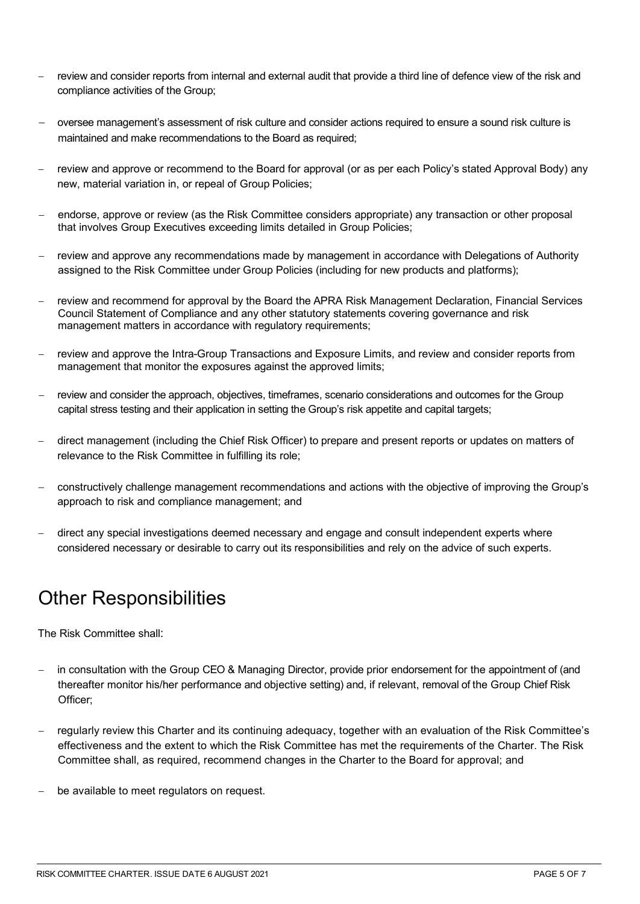- review and consider reports from internal and external audit that provide a third line of defence view of the risk and compliance activities of the Group;
- oversee management's assessment of risk culture and consider actions required to ensure a sound risk culture is maintained and make recommendations to the Board as required;
- review and approve or recommend to the Board for approval (or as per each Policy's stated Approval Body) any new, material variation in, or repeal of Group Policies;
- endorse, approve or review (as the Risk Committee considers appropriate) any transaction or other proposal that involves Group Executives exceeding limits detailed in Group Policies;
- review and approve any recommendations made by management in accordance with Delegations of Authority assigned to the Risk Committee under Group Policies (including for new products and platforms);
- review and recommend for approval by the Board the APRA Risk Management Declaration, Financial Services Council Statement of Compliance and any other statutory statements covering governance and risk management matters in accordance with regulatory requirements;
- review and approve the Intra-Group Transactions and Exposure Limits, and review and consider reports from management that monitor the exposures against the approved limits;
- review and consider the approach, objectives, timeframes, scenario considerations and outcomes for the Group capital stress testing and their application in setting the Group's risk appetite and capital targets;
- direct management (including the Chief Risk Officer) to prepare and present reports or updates on matters of relevance to the Risk Committee in fulfilling its role;
- constructively challenge management recommendations and actions with the objective of improving the Group's approach to risk and compliance management; and
- direct any special investigations deemed necessary and engage and consult independent experts where considered necessary or desirable to carry out its responsibilities and rely on the advice of such experts.

# Other Responsibilities

The Risk Committee shall:

- in consultation with the Group CEO & Managing Director, provide prior endorsement for the appointment of (and thereafter monitor his/her performance and objective setting) and, if relevant, removal of the Group Chief Risk Officer;
- regularly review this Charter and its continuing adequacy, together with an evaluation of the Risk Committee's effectiveness and the extent to which the Risk Committee has met the requirements of the Charter. The Risk Committee shall, as required, recommend changes in the Charter to the Board for approval; and
- be available to meet regulators on request.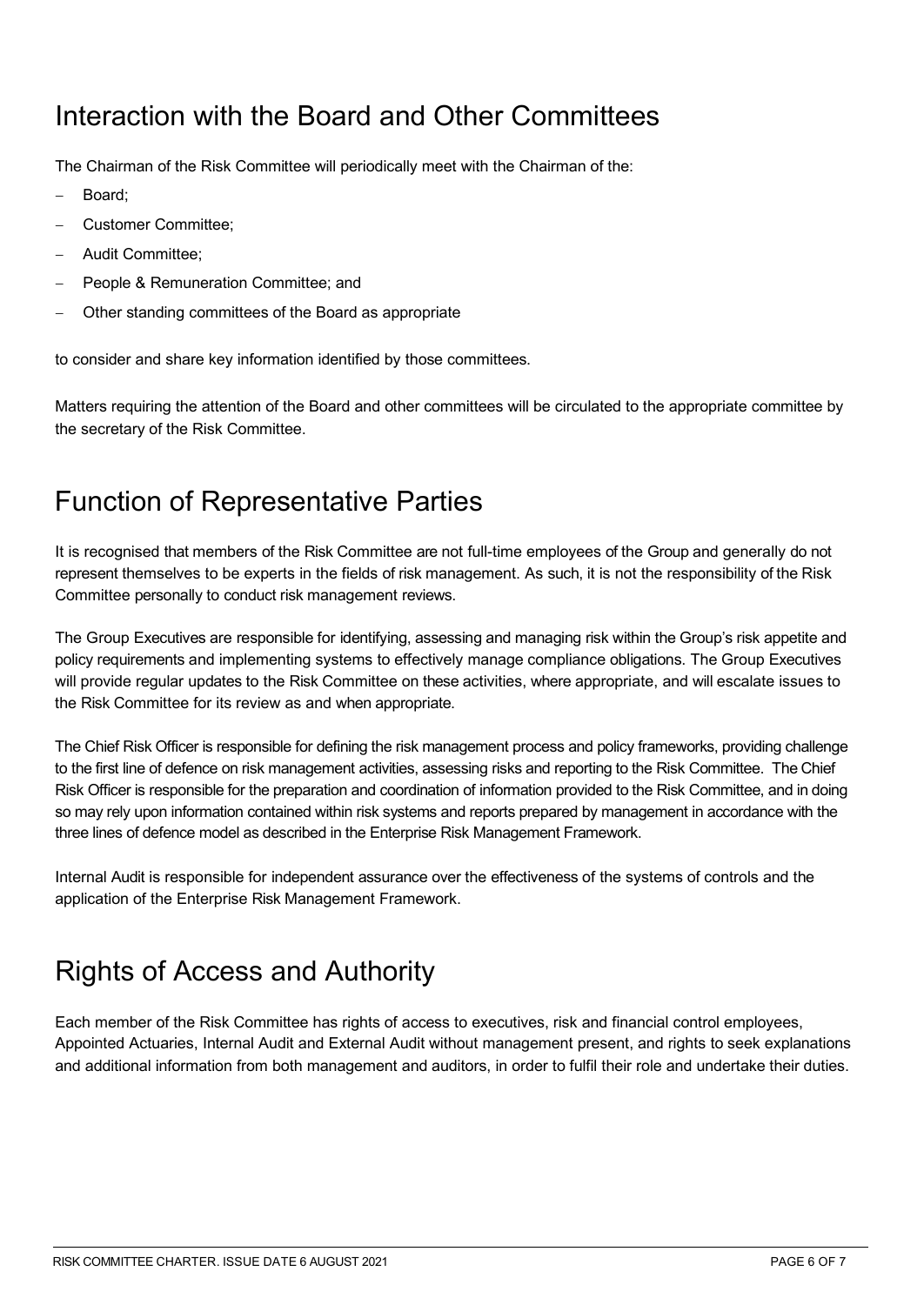## Interaction with the Board and Other Committees

The Chairman of the Risk Committee will periodically meet with the Chairman of the:

- Board;
- Customer Committee;
- Audit Committee;
- People & Remuneration Committee; and
- Other standing committees of the Board as appropriate

to consider and share key information identified by those committees.

Matters requiring the attention of the Board and other committees will be circulated to the appropriate committee by the secretary of the Risk Committee.

## Function of Representative Parties

It is recognised that members of the Risk Committee are not full-time employees of the Group and generally do not represent themselves to be experts in the fields of risk management. As such, it is not the responsibility of the Risk Committee personally to conduct risk management reviews.

The Group Executives are responsible for identifying, assessing and managing risk within the Group's risk appetite and policy requirements and implementing systems to effectively manage compliance obligations. The Group Executives will provide regular updates to the Risk Committee on these activities, where appropriate, and will escalate issues to the Risk Committee for its review as and when appropriate.

The Chief Risk Officer is responsible for defining the risk management process and policy frameworks, providing challenge to the first line of defence on risk management activities, assessing risks and reporting to the Risk Committee. The Chief Risk Officer is responsible for the preparation and coordination of information provided to the Risk Committee, and in doing so may rely upon information contained within risk systems and reports prepared by management in accordance with the three lines of defence model as described in the Enterprise Risk Management Framework.

Internal Audit is responsible for independent assurance over the effectiveness of the systems of controls and the application of the Enterprise Risk Management Framework.

## Rights of Access and Authority

Each member of the Risk Committee has rights of access to executives, risk and financial control employees, Appointed Actuaries, Internal Audit and External Audit without management present, and rights to seek explanations and additional information from both management and auditors, in order to fulfil their role and undertake their duties.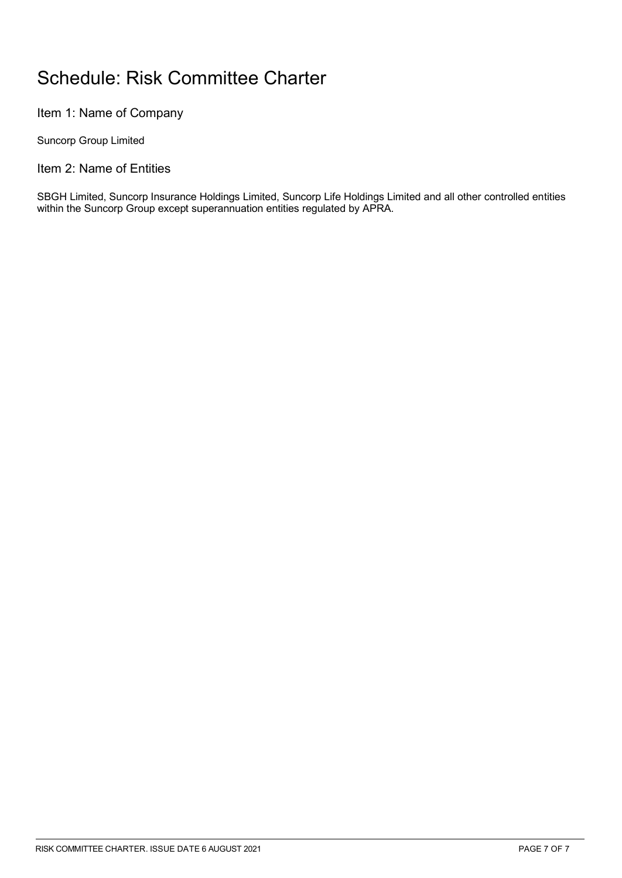# Schedule: Risk Committee Charter

## Item 1: Name of Company

Suncorp Group Limited

## Item 2: Name of Entities

SBGH Limited, Suncorp Insurance Holdings Limited, Suncorp Life Holdings Limited and all other controlled entities within the Suncorp Group except superannuation entities regulated by APRA.